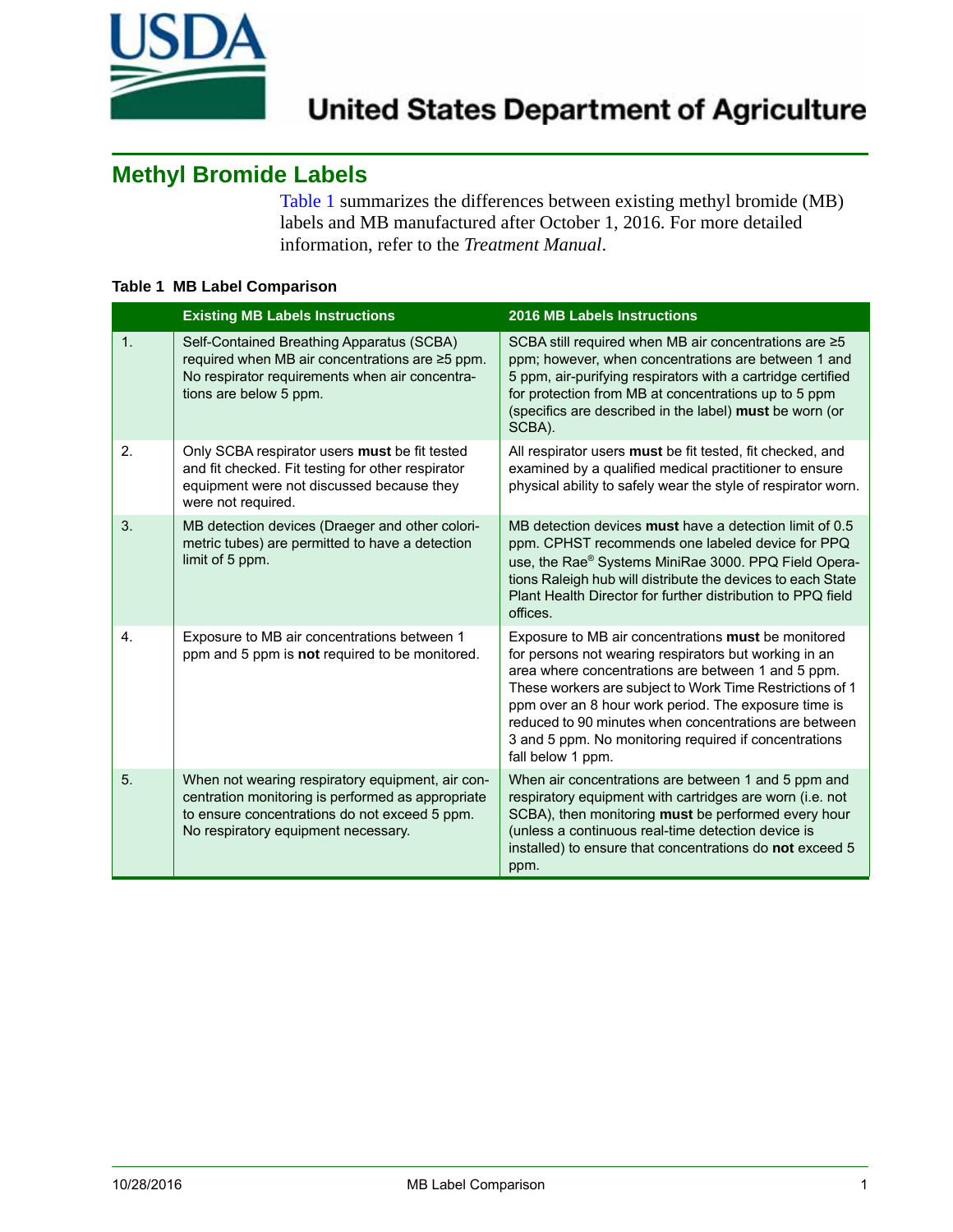# United States Department of Agriculture

## Methyl Bromide Labels

Table 1 summarizes the differences between existing methyl bromide (MB) labels and MB manufactured after October 1, 2016. For more detailed information, refer to the *Treatment Manual*.

**Table 1 MB Label Comparison**

| | Existing MB Labels Instructions | 2016 MB Labels Instructions |
|---|---|---|
| 1. | Self-Contained Breathing Apparatus (SCBA) required when MB air concentrations are ≥5 ppm. No respirator requirements when air concentrations are below 5 ppm. | SCBA still required when MB air concentrations are ≥5 ppm; however, when concentrations are between 1 and 5 ppm, air-purifying respirators with a cartridge certified for protection from MB at concentrations up to 5 ppm (specifics are described in the label) **must** be worn (or SCBA). |
| 2. | Only SCBA respirator users **must** be fit tested and fit checked. Fit testing for other respirator equipment were not discussed because they were not required. | All respirator users **must** be fit tested, fit checked, and examined by a qualified medical practitioner to ensure physical ability to safely wear the style of respirator worn. |
| 3. | MB detection devices (Draeger and other colorimetric tubes) are permitted to have a detection limit of 5 ppm. | MB detection devices **must** have a detection limit of 0.5 ppm. CPHST recommends one labeled device for PPQ use, the Rae® Systems MiniRae 3000. PPQ Field Operations Raleigh hub will distribute the devices to each State Plant Health Director for further distribution to PPQ field offices. |
| 4. | Exposure to MB air concentrations between 1 ppm and 5 ppm is **not** required to be monitored. | Exposure to MB air concentrations **must** be monitored for persons not wearing respirators but working in an area where concentrations are between 1 and 5 ppm. These workers are subject to Work Time Restrictions of 1 ppm over an 8 hour work period. The exposure time is reduced to 90 minutes when concentrations are between 3 and 5 ppm. No monitoring required if concentrations fall below 1 ppm. |
| 5. | When not wearing respiratory equipment, air concentration monitoring is performed as appropriate to ensure concentrations do not exceed 5 ppm. No respiratory equipment necessary. | When air concentrations are between 1 and 5 ppm and respiratory equipment with cartridges are worn (i.e. not SCBA), then monitoring **must** be performed every hour (unless a continuous real-time detection device is installed) to ensure that concentrations do **not** exceed 5 ppm. |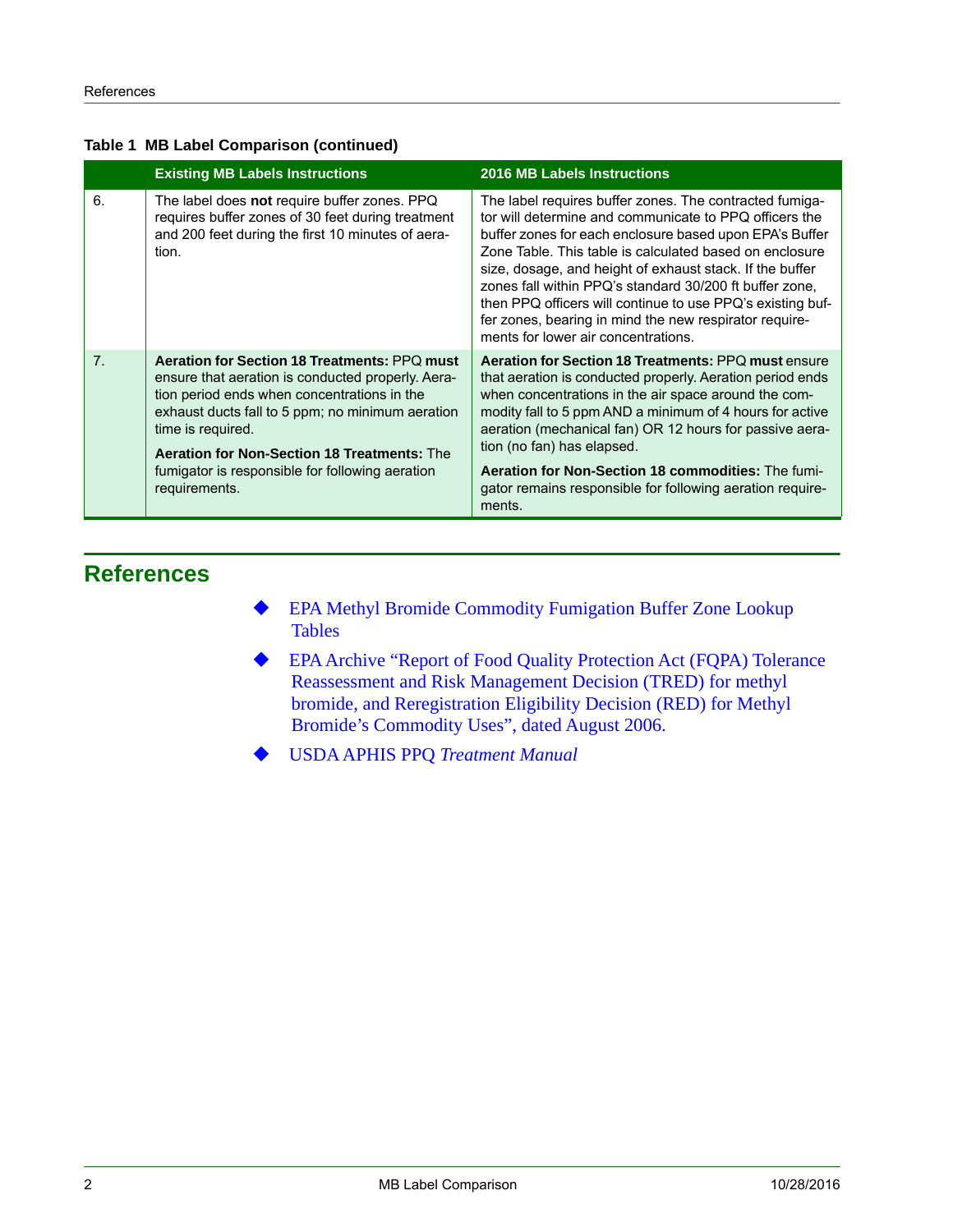**Table 1 MB Label Comparison (continued)**

| | Existing MB Labels Instructions | 2016 MB Labels Instructions |
|---|---|---|
| 6. | The label does **not** require buffer zones. PPQ requires buffer zones of 30 feet during treatment and 200 feet during the first 10 minutes of aeration. | The label requires buffer zones. The contracted fumigator will determine and communicate to PPQ officers the buffer zones for each enclosure based upon EPA's Buffer Zone Table. This table is calculated based on enclosure size, dosage, and height of exhaust stack. If the buffer zones fall within PPQ's standard 30/200 ft buffer zone, then PPQ officers will continue to use PPQ's existing buffer zones, bearing in mind the new respirator requirements for lower air concentrations. |
| 7. | **Aeration for Section 18 Treatments:** PPQ **must** ensure that aeration is conducted properly. Aeration period ends when concentrations in the exhaust ducts fall to 5 ppm; no minimum aeration time is required.<br><br>**Aeration for Non-Section 18 Treatments:** The fumigator is responsible for following aeration requirements. | **Aeration for Section 18 Treatments:** PPQ **must** ensure that aeration is conducted properly. Aeration period ends when concentrations in the air space around the commodity fall to 5 ppm AND a minimum of 4 hours for active aeration (mechanical fan) OR 12 hours for passive aeration (no fan) has elapsed.<br><br>**Aeration for Non-Section 18 commodities:** The fumigator remains responsible for following aeration requirements. |

## References

- EPA Methyl Bromide Commodity Fumigation Buffer Zone Lookup Tables
- EPA Archive "Report of Food Quality Protection Act (FQPA) Tolerance Reassessment and Risk Management Decision (TRED) for methyl bromide, and Reregistration Eligibility Decision (RED) for Methyl Bromide's Commodity Uses", dated August 2006.
- USDA APHIS PPQ *Treatment Manual*